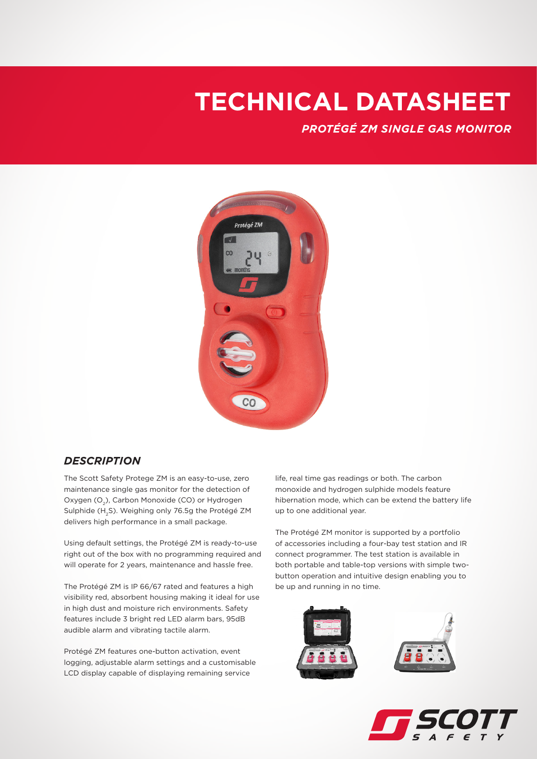# TECHNICAL DATASHEET

## *PROTÉGÉ ZM SINGLE GAS MONITOR*

### *DESCRIPTION*

The Scott Safety Protege ZM is an easy-to-use, zero maintenance single gas monitor for the detection of Oxygen ($O_2$), Carbon Monoxide (CO) or Hydrogen Sulphide ($H_2S$). Weighing only 76.5g the Protégé ZM delivers high performance in a small package.

Using default settings, the Protégé ZM is ready-to-use right out of the box with no programming required and will operate for 2 years, maintenance and hassle free.

The Protégé ZM is IP 66/67 rated and features a high visibility red, absorbent housing making it ideal for use in high dust and moisture rich environments. Safety features include 3 bright red LED alarm bars, 95dB audible alarm and vibrating tactile alarm.

Protégé ZM features one-button activation, event logging, adjustable alarm settings and a customisable LCD display capable of displaying remaining service life, real time gas readings or both. The carbon monoxide and hydrogen sulphide models feature hibernation mode, which can be extend the battery life up to one additional year.

The Protégé ZM monitor is supported by a portfolio of accessories including a four-bay test station and IR connect programmer. The test station is available in both portable and table-top versions with simple two-button operation and intuitive design enabling you to be up and running in no time.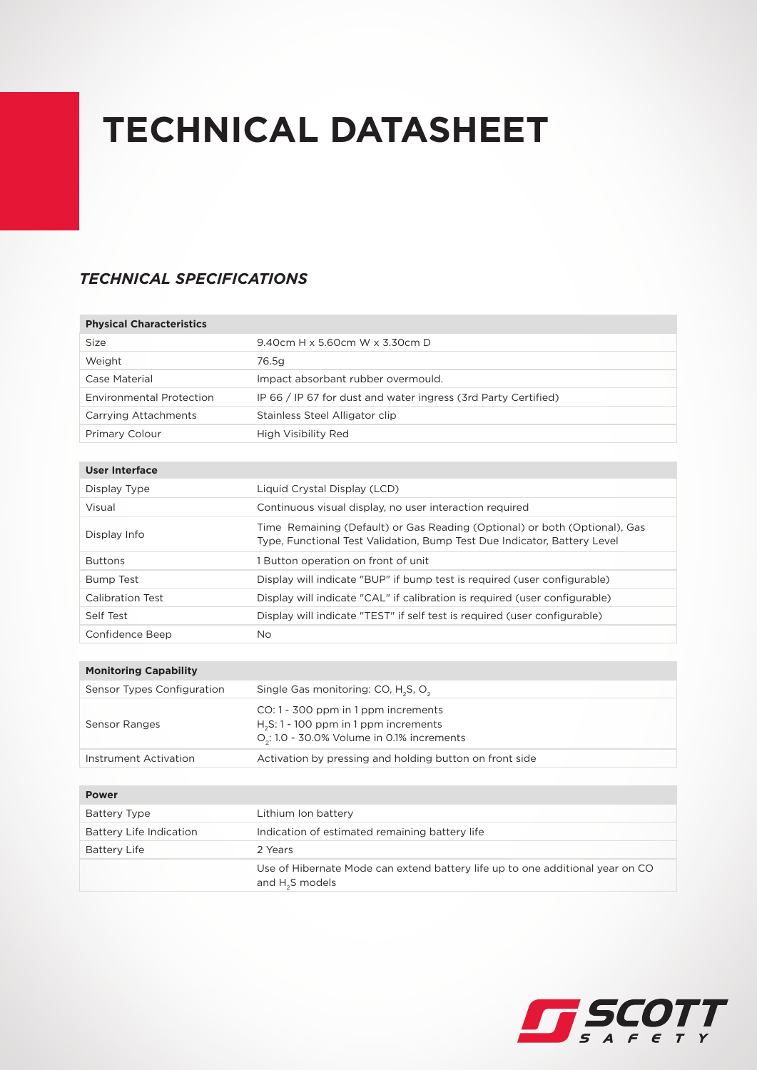# TECHNICAL DATASHEET

## *TECHNICAL SPECIFICATIONS*

| **Physical Characteristics** | |
|---|---|
| Size | 9.40cm H x 5.60cm W x 3.30cm D |
| Weight | 76.5g |
| Case Material | Impact absorbant rubber overmould. |
| Environmental Protection | IP 66 / IP 67 for dust and water ingress (3rd Party Certified) |
| Carrying Attachments | Stainless Steel Alligator clip |
| Primary Colour | High Visibility Red |

| **User Interface** | |
|---|---|
| Display Type | Liquid Crystal Display (LCD) |
| Visual | Continuous visual display, no user interaction required |
| Display Info | Time Remaining (Default) or Gas Reading (Optional) or both (Optional), Gas Type, Functional Test Validation, Bump Test Due Indicator, Battery Level |
| Buttons | 1 Button operation on front of unit |
| Bump Test | Display will indicate "BUP" if bump test is required (user configurable) |
| Calibration Test | Display will indicate "CAL" if calibration is required (user configurable) |
| Self Test | Display will indicate "TEST" if self test is required (user configurable) |
| Confidence Beep | No |

| **Monitoring Capability** | |
|---|---|
| Sensor Types Configuration | Single Gas monitoring: CO, $H_2S$, $O_2$ |
| Sensor Ranges | CO: 1 - 300 ppm in 1 ppm increments<br>$H_2S$: 1 - 100 ppm in 1 ppm increments<br>$O_2$: 1.0 - 30.0% Volume in 0.1% increments |
| Instrument Activation | Activation by pressing and holding button on front side |

| **Power** | |
|---|---|
| Battery Type | Lithium Ion battery |
| Battery Life Indication | Indication of estimated remaining battery life |
| Battery Life | 2 Years |
| | Use of Hibernate Mode can extend battery life up to one additional year on CO and $H_2S$ models |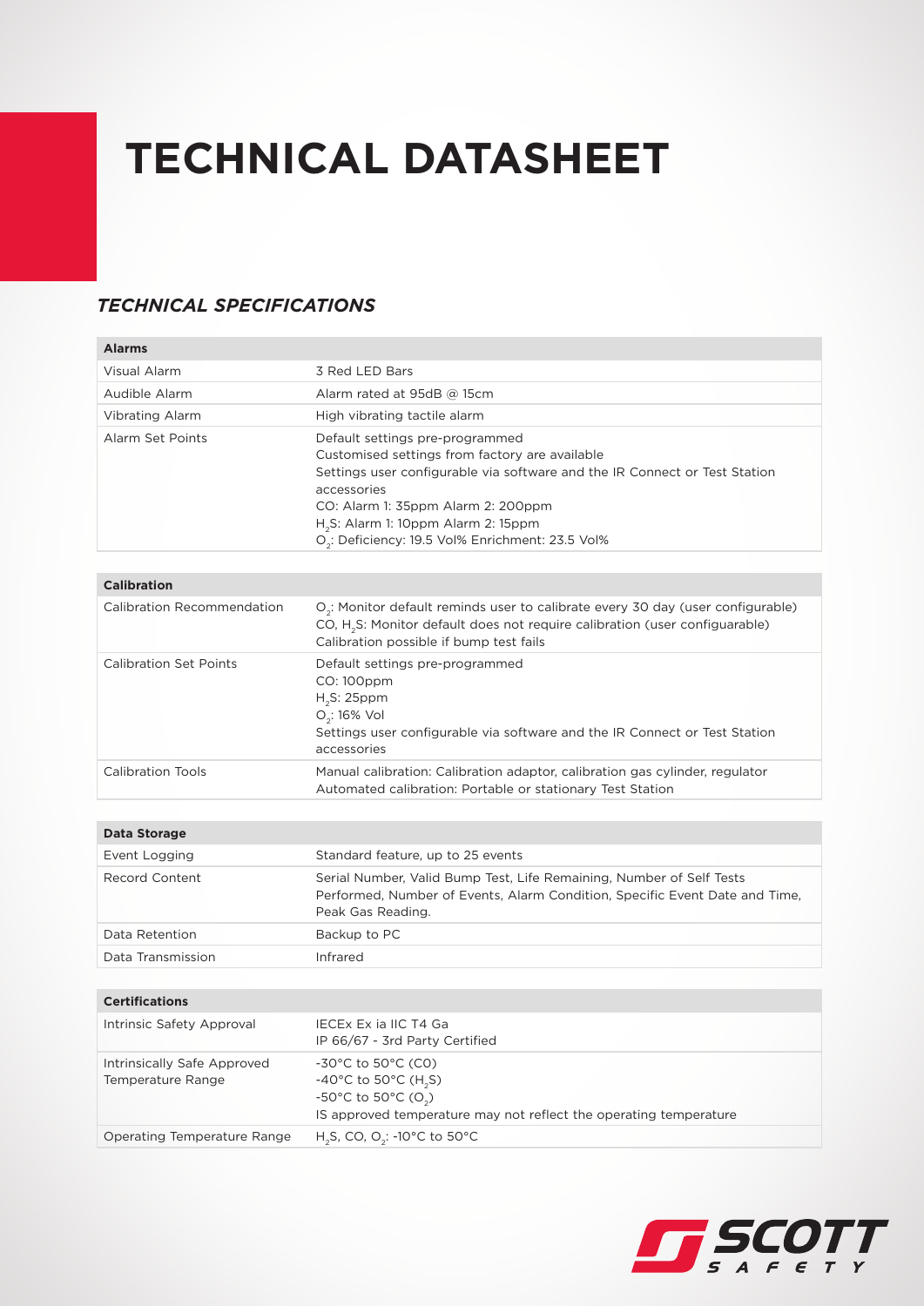# TECHNICAL DATASHEET

## *TECHNICAL SPECIFICATIONS*

| Alarms | |
|---|---|
| Visual Alarm | 3 Red LED Bars |
| Audible Alarm | Alarm rated at 95dB @ 15cm |
| Vibrating Alarm | High vibrating tactile alarm |
| Alarm Set Points | Default settings pre-programmed<br>Customised settings from factory are available<br>Settings user configurable via software and the IR Connect or Test Station accessories<br>CO: Alarm 1: 35ppm Alarm 2: 200ppm<br>$H_2S$: Alarm 1: 10ppm Alarm 2: 15ppm<br>$O_2$: Deficiency: 19.5 Vol% Enrichment: 23.5 Vol% |

| Calibration | |
|---|---|
| Calibration Recommendation | $O_2$: Monitor default reminds user to calibrate every 30 day (user configurable)<br>CO, $H_2S$: Monitor default does not require calibration (user configuarable)<br>Calibration possible if bump test fails |
| Calibration Set Points | Default settings pre-programmed<br>CO: 100ppm<br>$H_2S$: 25ppm<br>$O_2$: 16% Vol<br>Settings user configurable via software and the IR Connect or Test Station accessories |
| Calibration Tools | Manual calibration: Calibration adaptor, calibration gas cylinder, regulator<br>Automated calibration: Portable or stationary Test Station |

| Data Storage | |
|---|---|
| Event Logging | Standard feature, up to 25 events |
| Record Content | Serial Number, Valid Bump Test, Life Remaining, Number of Self Tests Performed, Number of Events, Alarm Condition, Specific Event Date and Time, Peak Gas Reading. |
| Data Retention | Backup to PC |
| Data Transmission | Infrared |

| Certifications | |
|---|---|
| Intrinsic Safety Approval | IECEx Ex ia IIC T4 Ga<br>IP 66/67 - 3rd Party Certified |
| Intrinsically Safe Approved Temperature Range | -30°C to 50°C (CO)<br>-40°C to 50°C ($H_2S$)<br>-50°C to 50°C ($O_2$)<br>IS approved temperature may not reflect the operating temperature |
| Operating Temperature Range | $H_2S$, CO, $O_2$: -10°C to 50°C |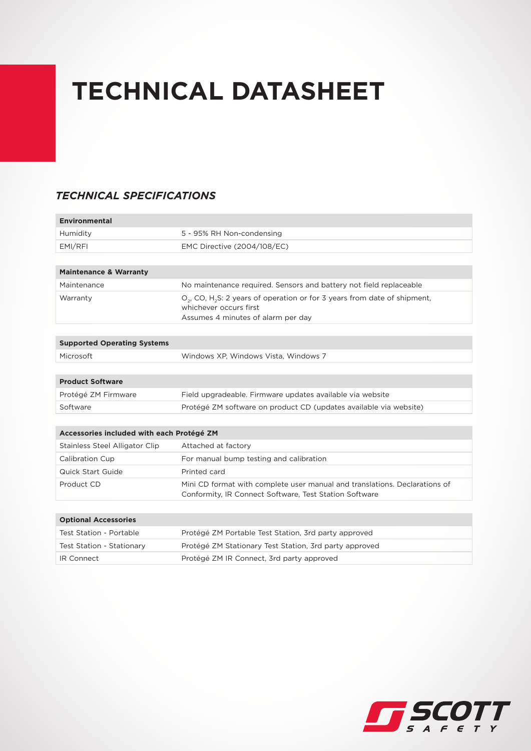# TECHNICAL DATASHEET

## *TECHNICAL SPECIFICATIONS*

| **Environmental** | |
|---|---|
| Humidity | 5 - 95% RH Non-condensing |
| EMI/RFI | EMC Directive (2004/108/EC) |

| **Maintenance & Warranty** | |
|---|---|
| Maintenance | No maintenance required. Sensors and battery not field replaceable |
| Warranty | $O_2$, CO, $H_2S$: 2 years of operation or for 3 years from date of shipment, whichever occurs first<br>Assumes 4 minutes of alarm per day |

| **Supported Operating Systems** | |
|---|---|
| Microsoft | Windows XP, Windows Vista, Windows 7 |

| **Product Software** | |
|---|---|
| Protégé ZM Firmware | Field upgradeable. Firmware updates available via website |
| Software | Protégé ZM software on product CD (updates available via website) |

| **Accessories included with each Protégé ZM** | |
|---|---|
| Stainless Steel Alligator Clip | Attached at factory |
| Calibration Cup | For manual bump testing and calibration |
| Quick Start Guide | Printed card |
| Product CD | Mini CD format with complete user manual and translations. Declarations of Conformity, IR Connect Software, Test Station Software |

| **Optional Accessories** | |
|---|---|
| Test Station - Portable | Protégé ZM Portable Test Station, 3rd party approved |
| Test Station - Stationary | Protégé ZM Stationary Test Station, 3rd party approved |
| IR Connect | Protégé ZM IR Connect, 3rd party approved |

SCOTT SAFETY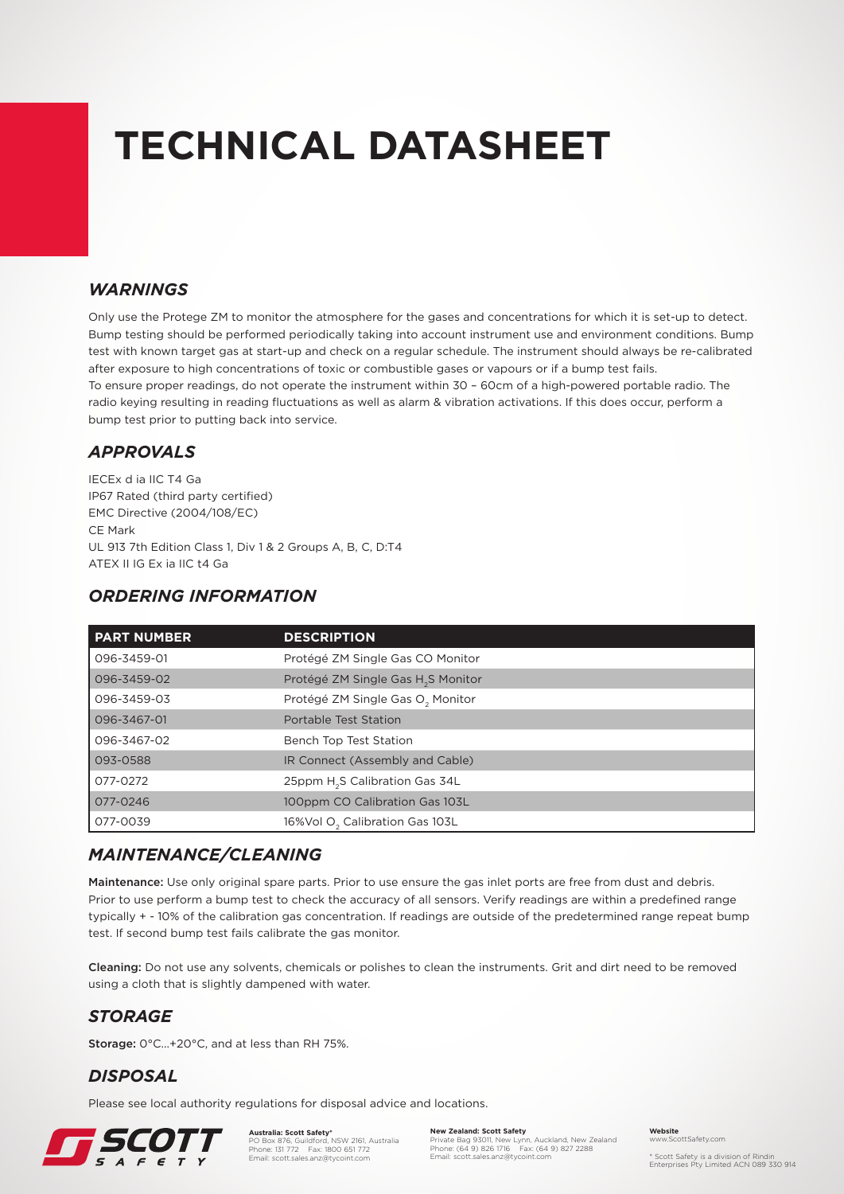# TECHNICAL DATASHEET

## *WARNINGS*

Only use the Protege ZM to monitor the atmosphere for the gases and concentrations for which it is set-up to detect. Bump testing should be performed periodically taking into account instrument use and environment conditions. Bump test with known target gas at start-up and check on a regular schedule. The instrument should always be re-calibrated after exposure to high concentrations of toxic or combustible gases or vapours or if a bump test fails.
To ensure proper readings, do not operate the instrument within 30 – 60cm of a high-powered portable radio. The radio keying resulting in reading fluctuations as well as alarm & vibration activations. If this does occur, perform a bump test prior to putting back into service.

## *APPROVALS*

IECEx d ia IIC T4 Ga
IP67 Rated (third party certified)
EMC Directive (2004/108/EC)
CE Mark
UL 913 7th Edition Class 1, Div 1 & 2 Groups A, B, C, D:T4
ATEX II IG Ex ia IIC t4 Ga

## *ORDERING INFORMATION*

| PART NUMBER | DESCRIPTION |
|---|---|
| 096-3459-01 | Protégé ZM Single Gas CO Monitor |
| 096-3459-02 | Protégé ZM Single Gas $H_2S$ Monitor |
| 096-3459-03 | Protégé ZM Single Gas $O_2$ Monitor |
| 096-3467-01 | Portable Test Station |
| 096-3467-02 | Bench Top Test Station |
| 093-0588 | IR Connect (Assembly and Cable) |
| 077-0272 | 25ppm $H_2S$ Calibration Gas 34L |
| 077-0246 | 100ppm CO Calibration Gas 103L |
| 077-0039 | 16%Vol $O_2$ Calibration Gas 103L |

## *MAINTENANCE/CLEANING*

**Maintenance:** Use only original spare parts. Prior to use ensure the gas inlet ports are free from dust and debris. Prior to use perform a bump test to check the accuracy of all sensors. Verify readings are within a predefined range typically + - 10% of the calibration gas concentration. If readings are outside of the predetermined range repeat bump test. If second bump test fails calibrate the gas monitor.

**Cleaning:** Do not use any solvents, chemicals or polishes to clean the instruments. Grit and dirt need to be removed using a cloth that is slightly dampened with water.

## *STORAGE*

**Storage:** 0°C...+20°C, and at less than RH 75%.

## *DISPOSAL*

Please see local authority regulations for disposal advice and locations.

SCOTT SAFETY

**Australia: Scott Safety***
PO Box 876, Guildford, NSW 2161, Australia
Phone: 131 772 Fax: 1800 651 772
Email: scott.sales.anz@tycoint.com

**New Zealand: Scott Safety**
Private Bag 93011, New Lynn, Auckland, New Zealand
Phone: (64 9) 826 1716 Fax: (64 9) 827 2288
Email: scott.sales.anz@tycoint.com

**Website**
www.ScottSafety.com

* Scott Safety is a division of Rindin Enterprises Pty Limited ACN 089 330 914